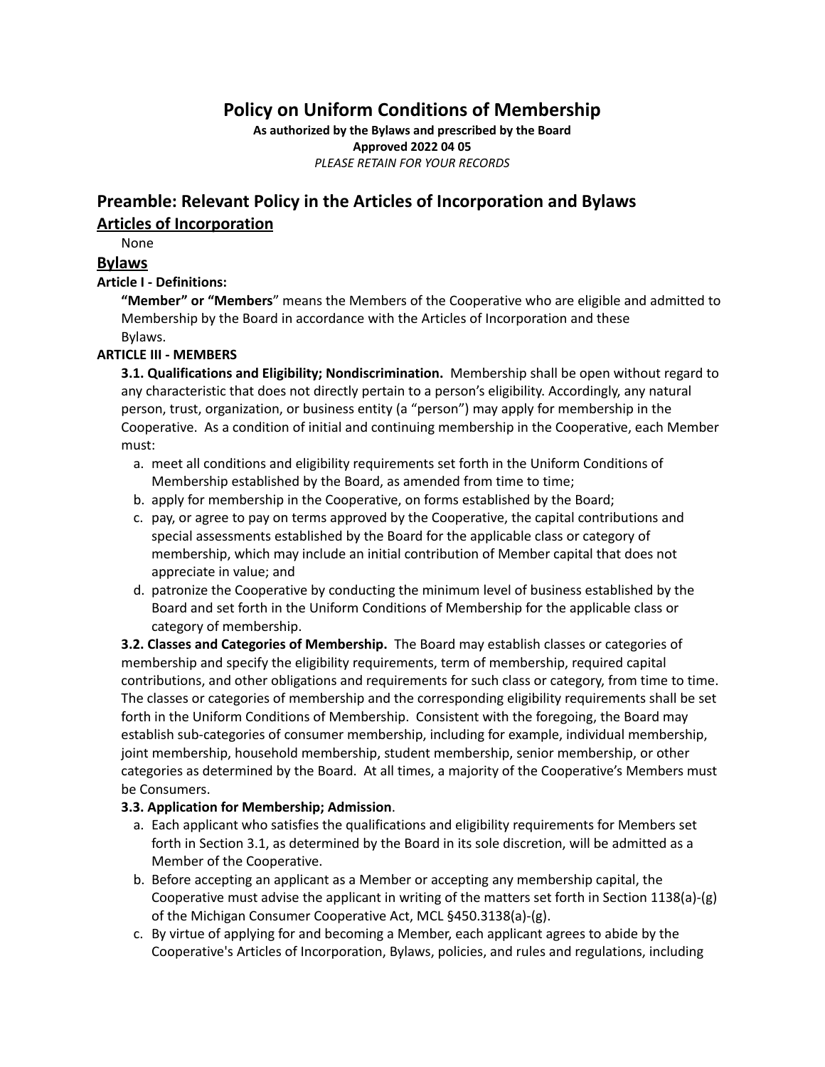# Policy on Uniform Conditions of Membership

**As authorized by the Bylaws and prescribed by the Board**
**Approved 2022 04 05**
*PLEASE RETAIN FOR YOUR RECORDS*

## Preamble: Relevant Policy in the Articles of Incorporation and Bylaws

### Articles of Incorporation

None

### Bylaws

**Article I - Definitions:**

**"Member" or "Members**" means the Members of the Cooperative who are eligible and admitted to Membership by the Board in accordance with the Articles of Incorporation and these Bylaws.

**ARTICLE III - MEMBERS**

**3.1. Qualifications and Eligibility; Nondiscrimination.** Membership shall be open without regard to any characteristic that does not directly pertain to a person's eligibility. Accordingly, any natural person, trust, organization, or business entity (a "person") may apply for membership in the Cooperative. As a condition of initial and continuing membership in the Cooperative, each Member must:

a. meet all conditions and eligibility requirements set forth in the Uniform Conditions of Membership established by the Board, as amended from time to time;
b. apply for membership in the Cooperative, on forms established by the Board;
c. pay, or agree to pay on terms approved by the Cooperative, the capital contributions and special assessments established by the Board for the applicable class or category of membership, which may include an initial contribution of Member capital that does not appreciate in value; and
d. patronize the Cooperative by conducting the minimum level of business established by the Board and set forth in the Uniform Conditions of Membership for the applicable class or category of membership.

**3.2. Classes and Categories of Membership.** The Board may establish classes or categories of membership and specify the eligibility requirements, term of membership, required capital contributions, and other obligations and requirements for such class or category, from time to time. The classes or categories of membership and the corresponding eligibility requirements shall be set forth in the Uniform Conditions of Membership. Consistent with the foregoing, the Board may establish sub-categories of consumer membership, including for example, individual membership, joint membership, household membership, student membership, senior membership, or other categories as determined by the Board. At all times, a majority of the Cooperative's Members must be Consumers.

**3.3. Application for Membership; Admission**.

a. Each applicant who satisfies the qualifications and eligibility requirements for Members set forth in Section 3.1, as determined by the Board in its sole discretion, will be admitted as a Member of the Cooperative.
b. Before accepting an applicant as a Member or accepting any membership capital, the Cooperative must advise the applicant in writing of the matters set forth in Section 1138(a)-(g) of the Michigan Consumer Cooperative Act, MCL §450.3138(a)-(g).
c. By virtue of applying for and becoming a Member, each applicant agrees to abide by the Cooperative's Articles of Incorporation, Bylaws, policies, and rules and regulations, including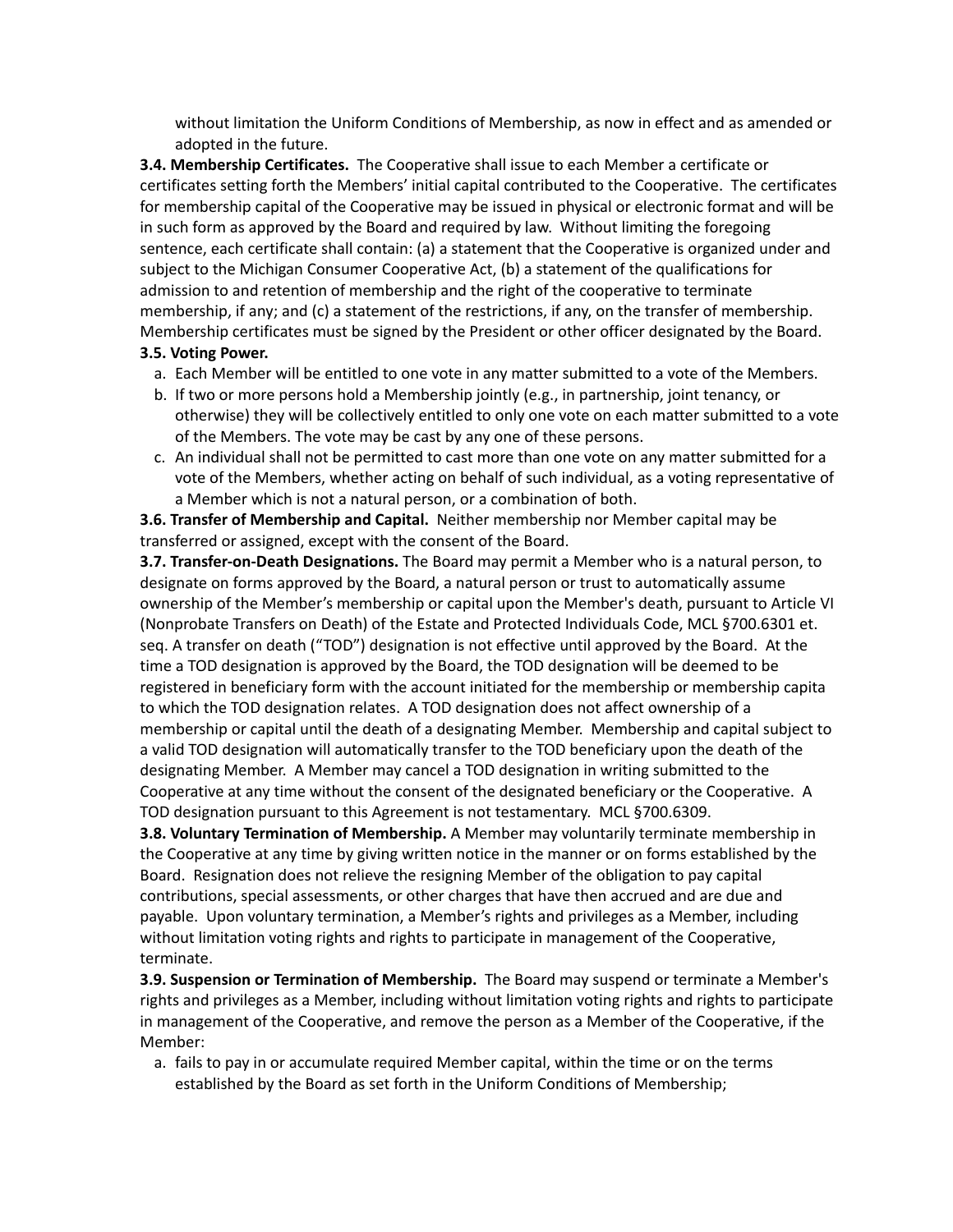without limitation the Uniform Conditions of Membership, as now in effect and as amended or adopted in the future.

**3.4. Membership Certificates.** The Cooperative shall issue to each Member a certificate or certificates setting forth the Members' initial capital contributed to the Cooperative. The certificates for membership capital of the Cooperative may be issued in physical or electronic format and will be in such form as approved by the Board and required by law. Without limiting the foregoing sentence, each certificate shall contain: (a) a statement that the Cooperative is organized under and subject to the Michigan Consumer Cooperative Act, (b) a statement of the qualifications for admission to and retention of membership and the right of the cooperative to terminate membership, if any; and (c) a statement of the restrictions, if any, on the transfer of membership. Membership certificates must be signed by the President or other officer designated by the Board.

**3.5. Voting Power.**

a. Each Member will be entitled to one vote in any matter submitted to a vote of the Members.
b. If two or more persons hold a Membership jointly (e.g., in partnership, joint tenancy, or otherwise) they will be collectively entitled to only one vote on each matter submitted to a vote of the Members. The vote may be cast by any one of these persons.
c. An individual shall not be permitted to cast more than one vote on any matter submitted for a vote of the Members, whether acting on behalf of such individual, as a voting representative of a Member which is not a natural person, or a combination of both.

**3.6. Transfer of Membership and Capital.** Neither membership nor Member capital may be transferred or assigned, except with the consent of the Board.

**3.7. Transfer-on-Death Designations.** The Board may permit a Member who is a natural person, to designate on forms approved by the Board, a natural person or trust to automatically assume ownership of the Member's membership or capital upon the Member's death, pursuant to Article VI (Nonprobate Transfers on Death) of the Estate and Protected Individuals Code, MCL §700.6301 et. seq. A transfer on death ("TOD") designation is not effective until approved by the Board. At the time a TOD designation is approved by the Board, the TOD designation will be deemed to be registered in beneficiary form with the account initiated for the membership or membership capita to which the TOD designation relates. A TOD designation does not affect ownership of a membership or capital until the death of a designating Member. Membership and capital subject to a valid TOD designation will automatically transfer to the TOD beneficiary upon the death of the designating Member. A Member may cancel a TOD designation in writing submitted to the Cooperative at any time without the consent of the designated beneficiary or the Cooperative. A TOD designation pursuant to this Agreement is not testamentary. MCL §700.6309.

**3.8. Voluntary Termination of Membership.** A Member may voluntarily terminate membership in the Cooperative at any time by giving written notice in the manner or on forms established by the Board. Resignation does not relieve the resigning Member of the obligation to pay capital contributions, special assessments, or other charges that have then accrued and are due and payable. Upon voluntary termination, a Member's rights and privileges as a Member, including without limitation voting rights and rights to participate in management of the Cooperative, terminate.

**3.9. Suspension or Termination of Membership.** The Board may suspend or terminate a Member's rights and privileges as a Member, including without limitation voting rights and rights to participate in management of the Cooperative, and remove the person as a Member of the Cooperative, if the Member:

a. fails to pay in or accumulate required Member capital, within the time or on the terms established by the Board as set forth in the Uniform Conditions of Membership;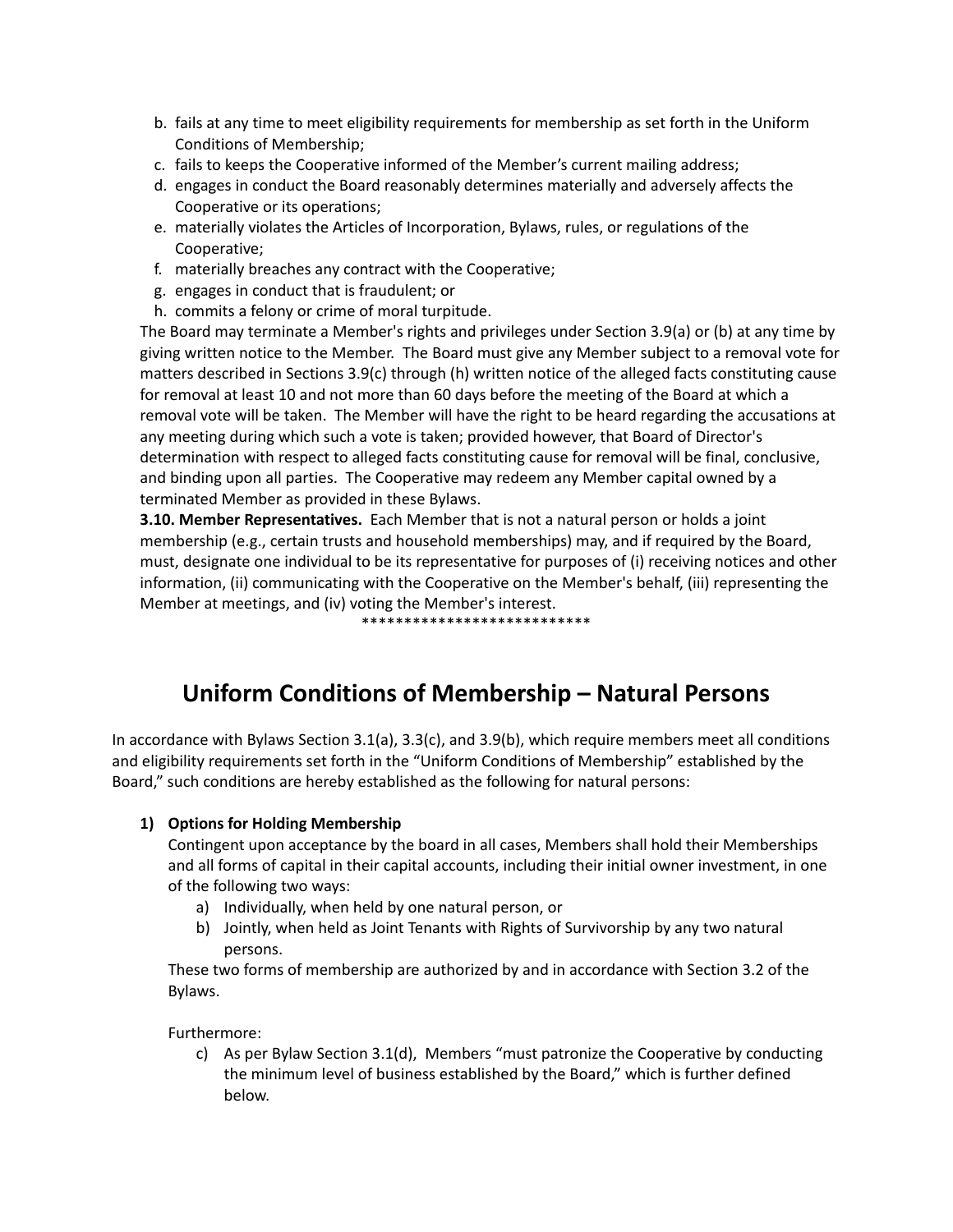b. fails at any time to meet eligibility requirements for membership as set forth in the Uniform Conditions of Membership;
c. fails to keeps the Cooperative informed of the Member's current mailing address;
d. engages in conduct the Board reasonably determines materially and adversely affects the Cooperative or its operations;
e. materially violates the Articles of Incorporation, Bylaws, rules, or regulations of the Cooperative;
f. materially breaches any contract with the Cooperative;
g. engages in conduct that is fraudulent; or
h. commits a felony or crime of moral turpitude.

The Board may terminate a Member's rights and privileges under Section 3.9(a) or (b) at any time by giving written notice to the Member. The Board must give any Member subject to a removal vote for matters described in Sections 3.9(c) through (h) written notice of the alleged facts constituting cause for removal at least 10 and not more than 60 days before the meeting of the Board at which a removal vote will be taken. The Member will have the right to be heard regarding the accusations at any meeting during which such a vote is taken; provided however, that Board of Director's determination with respect to alleged facts constituting cause for removal will be final, conclusive, and binding upon all parties. The Cooperative may redeem any Member capital owned by a terminated Member as provided in these Bylaws.

**3.10. Member Representatives.** Each Member that is not a natural person or holds a joint membership (e.g., certain trusts and household memberships) may, and if required by the Board, must, designate one individual to be its representative for purposes of (i) receiving notices and other information, (ii) communicating with the Cooperative on the Member's behalf, (iii) representing the Member at meetings, and (iv) voting the Member's interest.

****************************

# Uniform Conditions of Membership – Natural Persons

In accordance with Bylaws Section 3.1(a), 3.3(c), and 3.9(b), which require members meet all conditions and eligibility requirements set forth in the "Uniform Conditions of Membership" established by the Board," such conditions are hereby established as the following for natural persons:

1) **Options for Holding Membership**

   Contingent upon acceptance by the board in all cases, Members shall hold their Memberships and all forms of capital in their capital accounts, including their initial owner investment, in one of the following two ways:

   a) Individually, when held by one natural person, or
   b) Jointly, when held as Joint Tenants with Rights of Survivorship by any two natural persons.

   These two forms of membership are authorized by and in accordance with Section 3.2 of the Bylaws.

   Furthermore:

   c) As per Bylaw Section 3.1(d), Members "must patronize the Cooperative by conducting the minimum level of business established by the Board," which is further defined below.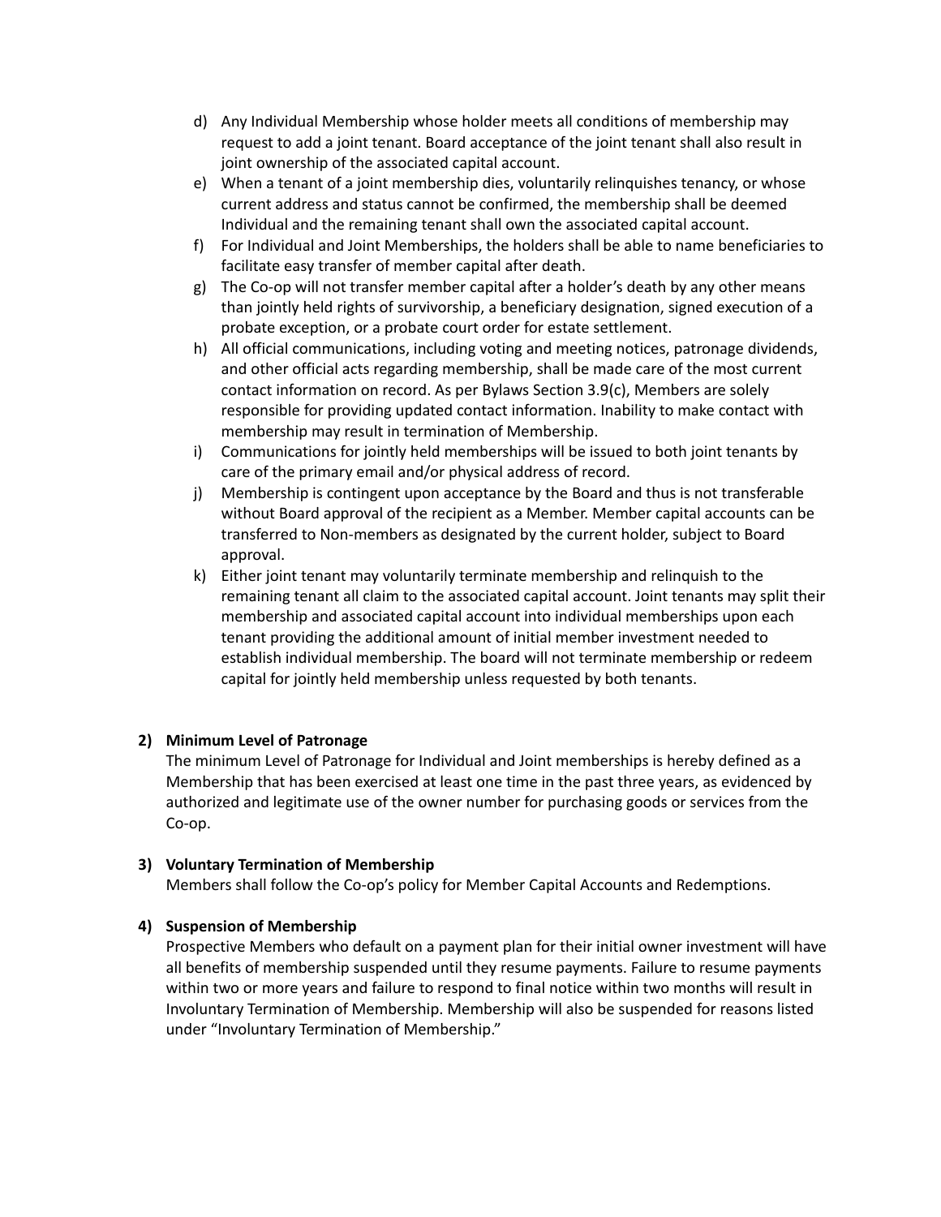d) Any Individual Membership whose holder meets all conditions of membership may request to add a joint tenant. Board acceptance of the joint tenant shall also result in joint ownership of the associated capital account.
e) When a tenant of a joint membership dies, voluntarily relinquishes tenancy, or whose current address and status cannot be confirmed, the membership shall be deemed Individual and the remaining tenant shall own the associated capital account.
f) For Individual and Joint Memberships, the holders shall be able to name beneficiaries to facilitate easy transfer of member capital after death.
g) The Co-op will not transfer member capital after a holder's death by any other means than jointly held rights of survivorship, a beneficiary designation, signed execution of a probate exception, or a probate court order for estate settlement.
h) All official communications, including voting and meeting notices, patronage dividends, and other official acts regarding membership, shall be made care of the most current contact information on record. As per Bylaws Section 3.9(c), Members are solely responsible for providing updated contact information. Inability to make contact with membership may result in termination of Membership.
i) Communications for jointly held memberships will be issued to both joint tenants by care of the primary email and/or physical address of record.
j) Membership is contingent upon acceptance by the Board and thus is not transferable without Board approval of the recipient as a Member. Member capital accounts can be transferred to Non-members as designated by the current holder, subject to Board approval.
k) Either joint tenant may voluntarily terminate membership and relinquish to the remaining tenant all claim to the associated capital account. Joint tenants may split their membership and associated capital account into individual memberships upon each tenant providing the additional amount of initial member investment needed to establish individual membership. The board will not terminate membership or redeem capital for jointly held membership unless requested by both tenants.

**2) Minimum Level of Patronage**

The minimum Level of Patronage for Individual and Joint memberships is hereby defined as a Membership that has been exercised at least one time in the past three years, as evidenced by authorized and legitimate use of the owner number for purchasing goods or services from the Co-op.

**3) Voluntary Termination of Membership**

Members shall follow the Co-op's policy for Member Capital Accounts and Redemptions.

**4) Suspension of Membership**

Prospective Members who default on a payment plan for their initial owner investment will have all benefits of membership suspended until they resume payments. Failure to resume payments within two or more years and failure to respond to final notice within two months will result in Involuntary Termination of Membership. Membership will also be suspended for reasons listed under "Involuntary Termination of Membership."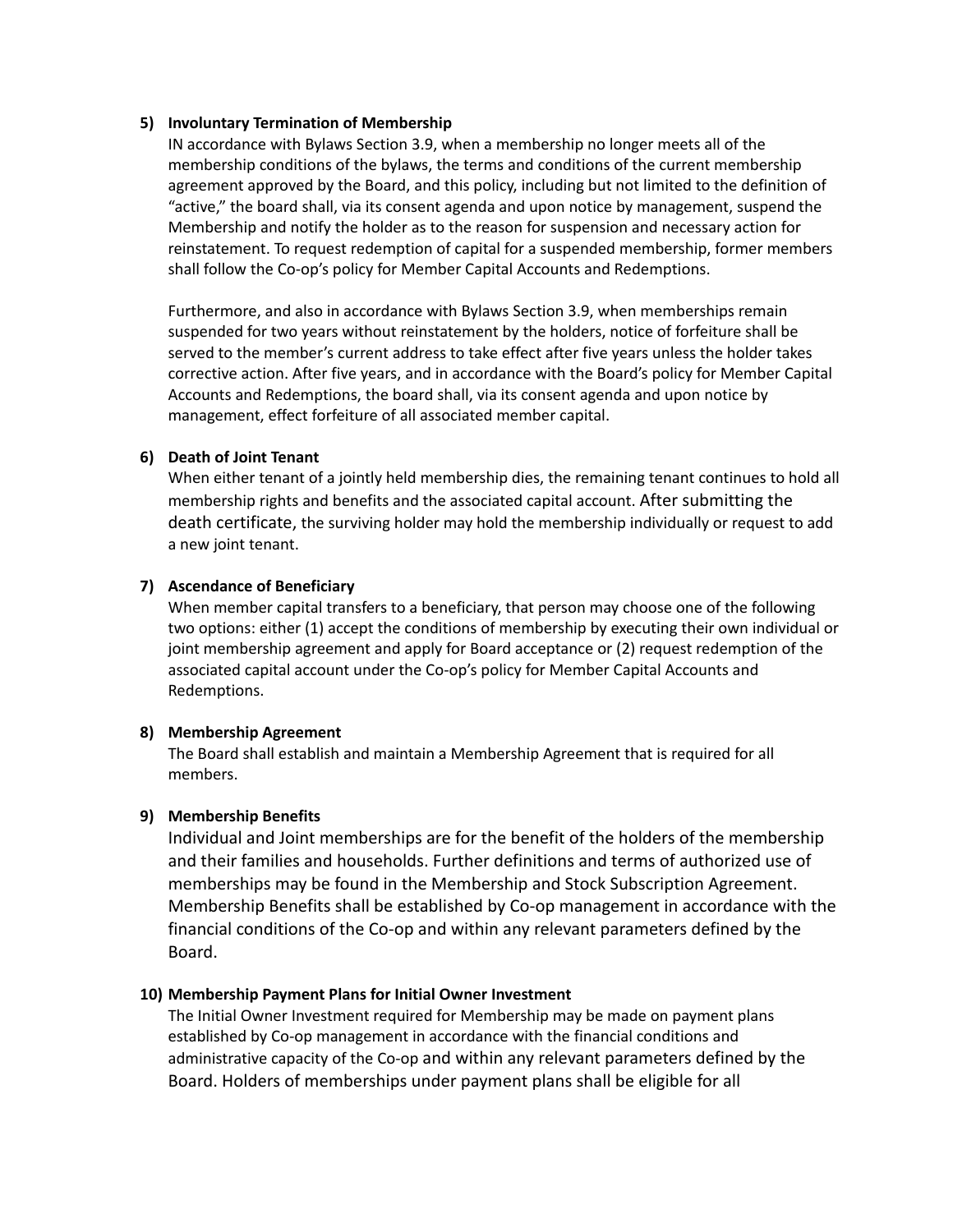5) **Involuntary Termination of Membership**

IN accordance with Bylaws Section 3.9, when a membership no longer meets all of the membership conditions of the bylaws, the terms and conditions of the current membership agreement approved by the Board, and this policy, including but not limited to the definition of "active," the board shall, via its consent agenda and upon notice by management, suspend the Membership and notify the holder as to the reason for suspension and necessary action for reinstatement. To request redemption of capital for a suspended membership, former members shall follow the Co-op's policy for Member Capital Accounts and Redemptions.

Furthermore, and also in accordance with Bylaws Section 3.9, when memberships remain suspended for two years without reinstatement by the holders, notice of forfeiture shall be served to the member's current address to take effect after five years unless the holder takes corrective action. After five years, and in accordance with the Board's policy for Member Capital Accounts and Redemptions, the board shall, via its consent agenda and upon notice by management, effect forfeiture of all associated member capital.

6) **Death of Joint Tenant**

When either tenant of a jointly held membership dies, the remaining tenant continues to hold all membership rights and benefits and the associated capital account. After submitting the death certificate, the surviving holder may hold the membership individually or request to add a new joint tenant.

7) **Ascendance of Beneficiary**

When member capital transfers to a beneficiary, that person may choose one of the following two options: either (1) accept the conditions of membership by executing their own individual or joint membership agreement and apply for Board acceptance or (2) request redemption of the associated capital account under the Co-op's policy for Member Capital Accounts and Redemptions.

8) **Membership Agreement**

The Board shall establish and maintain a Membership Agreement that is required for all members.

9) **Membership Benefits**

Individual and Joint memberships are for the benefit of the holders of the membership and their families and households. Further definitions and terms of authorized use of memberships may be found in the Membership and Stock Subscription Agreement. Membership Benefits shall be established by Co-op management in accordance with the financial conditions of the Co-op and within any relevant parameters defined by the Board.

10) **Membership Payment Plans for Initial Owner Investment**

The Initial Owner Investment required for Membership may be made on payment plans established by Co-op management in accordance with the financial conditions and administrative capacity of the Co-op and within any relevant parameters defined by the Board. Holders of memberships under payment plans shall be eligible for all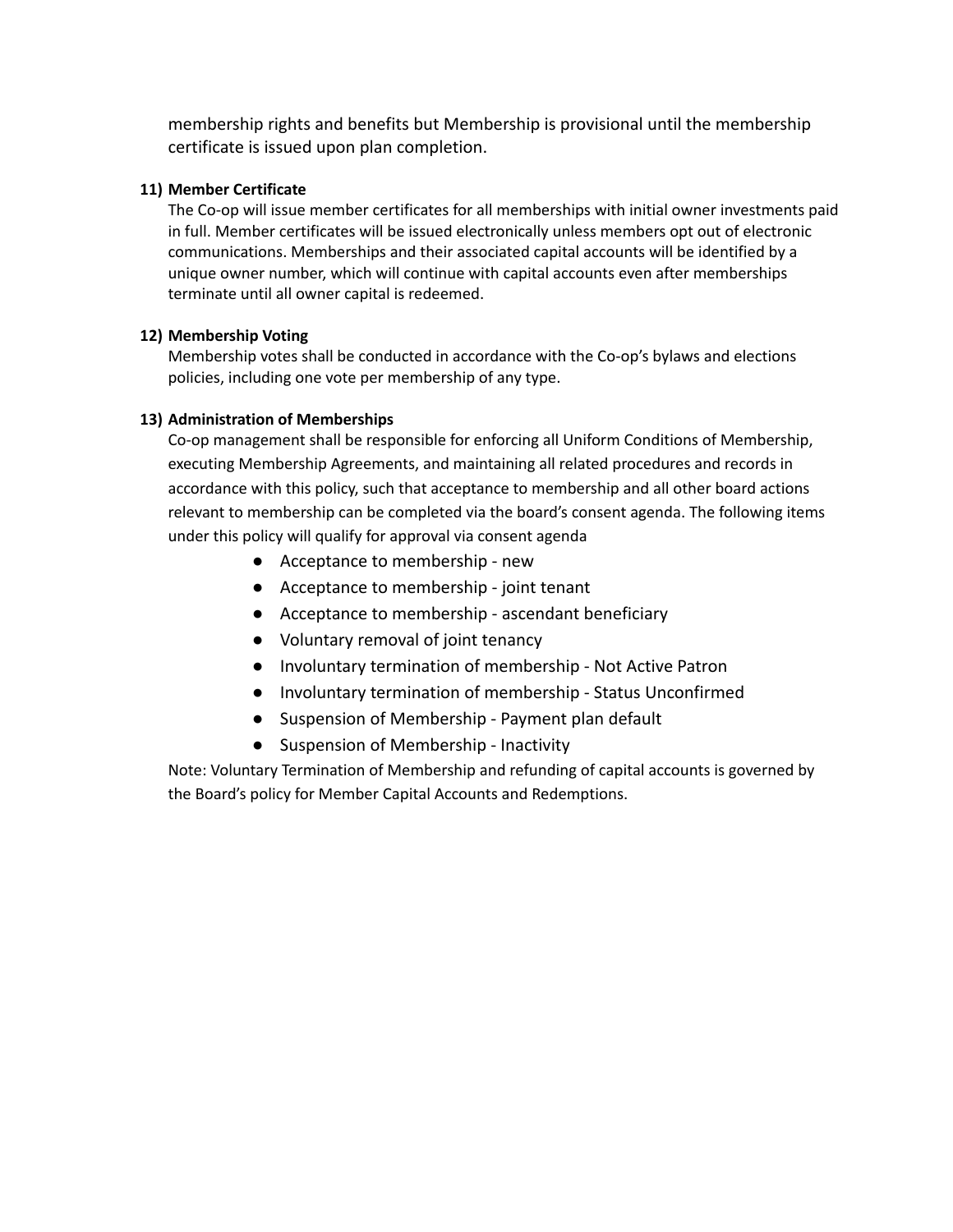membership rights and benefits but Membership is provisional until the membership certificate is issued upon plan completion.

**11) Member Certificate**

The Co-op will issue member certificates for all memberships with initial owner investments paid in full. Member certificates will be issued electronically unless members opt out of electronic communications. Memberships and their associated capital accounts will be identified by a unique owner number, which will continue with capital accounts even after memberships terminate until all owner capital is redeemed.

**12) Membership Voting**

Membership votes shall be conducted in accordance with the Co-op's bylaws and elections policies, including one vote per membership of any type.

**13) Administration of Memberships**

Co-op management shall be responsible for enforcing all Uniform Conditions of Membership, executing Membership Agreements, and maintaining all related procedures and records in accordance with this policy, such that acceptance to membership and all other board actions relevant to membership can be completed via the board's consent agenda. The following items under this policy will qualify for approval via consent agenda

- Acceptance to membership - new
- Acceptance to membership - joint tenant
- Acceptance to membership - ascendant beneficiary
- Voluntary removal of joint tenancy
- Involuntary termination of membership - Not Active Patron
- Involuntary termination of membership - Status Unconfirmed
- Suspension of Membership - Payment plan default
- Suspension of Membership - Inactivity

Note: Voluntary Termination of Membership and refunding of capital accounts is governed by the Board's policy for Member Capital Accounts and Redemptions.